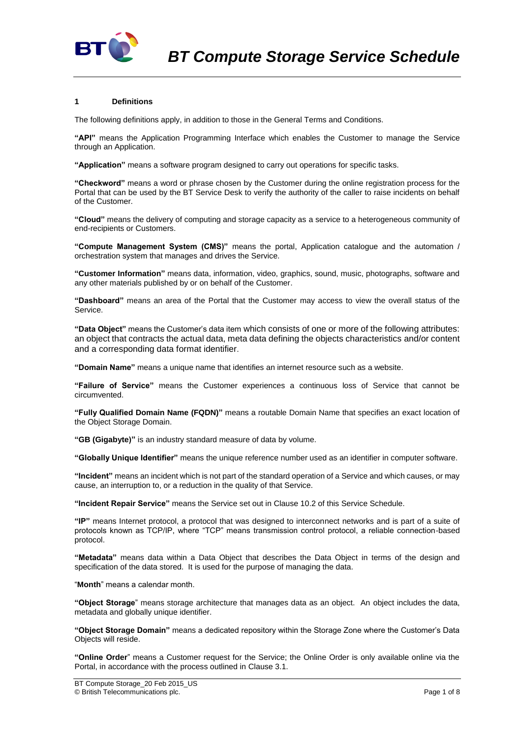# BT Compute Storage Service Schedule

## 1 Definitions

The following definitions apply, in addition to those in the General Terms and Conditions.

**"API"** means the Application Programming Interface which enables the Customer to manage the Service through an Application.

**"Application"** means a software program designed to carry out operations for specific tasks.

**"Checkword"** means a word or phrase chosen by the Customer during the online registration process for the Portal that can be used by the BT Service Desk to verify the authority of the caller to raise incidents on behalf of the Customer.

**"Cloud"** means the delivery of computing and storage capacity as a service to a heterogeneous community of end-recipients or Customers.

**"Compute Management System (CMS)"** means the portal, Application catalogue and the automation / orchestration system that manages and drives the Service.

**"Customer Information"** means data, information, video, graphics, sound, music, photographs, software and any other materials published by or on behalf of the Customer.

**"Dashboard"** means an area of the Portal that the Customer may access to view the overall status of the Service.

**"Data Object"** means the Customer's data item which consists of one or more of the following attributes: an object that contracts the actual data, meta data defining the objects characteristics and/or content and a corresponding data format identifier.

**"Domain Name"** means a unique name that identifies an internet resource such as a website.

**"Failure of Service"** means the Customer experiences a continuous loss of Service that cannot be circumvented.

**"Fully Qualified Domain Name (FQDN)"** means a routable Domain Name that specifies an exact location of the Object Storage Domain.

**"GB (Gigabyte)"** is an industry standard measure of data by volume.

**"Globally Unique Identifier"** means the unique reference number used as an identifier in computer software.

**"Incident"** means an incident which is not part of the standard operation of a Service and which causes, or may cause, an interruption to, or a reduction in the quality of that Service.

**"Incident Repair Service"** means the Service set out in Clause 10.2 of this Service Schedule.

**"IP"** means Internet protocol, a protocol that was designed to interconnect networks and is part of a suite of protocols known as TCP/IP, where "TCP" means transmission control protocol, a reliable connection-based protocol.

**"Metadata"** means data within a Data Object that describes the Data Object in terms of the design and specification of the data stored. It is used for the purpose of managing the data.

"**Month**" means a calendar month.

**"Object Storage**" means storage architecture that manages data as an object. An object includes the data, metadata and globally unique identifier.

**"Object Storage Domain"** means a dedicated repository within the Storage Zone where the Customer's Data Objects will reside.

**"Online Order**" means a Customer request for the Service; the Online Order is only available online via the Portal, in accordance with the process outlined in Clause 3.1.

BT Compute Storage_20 Feb 2015_US
© British Telecommunications plc.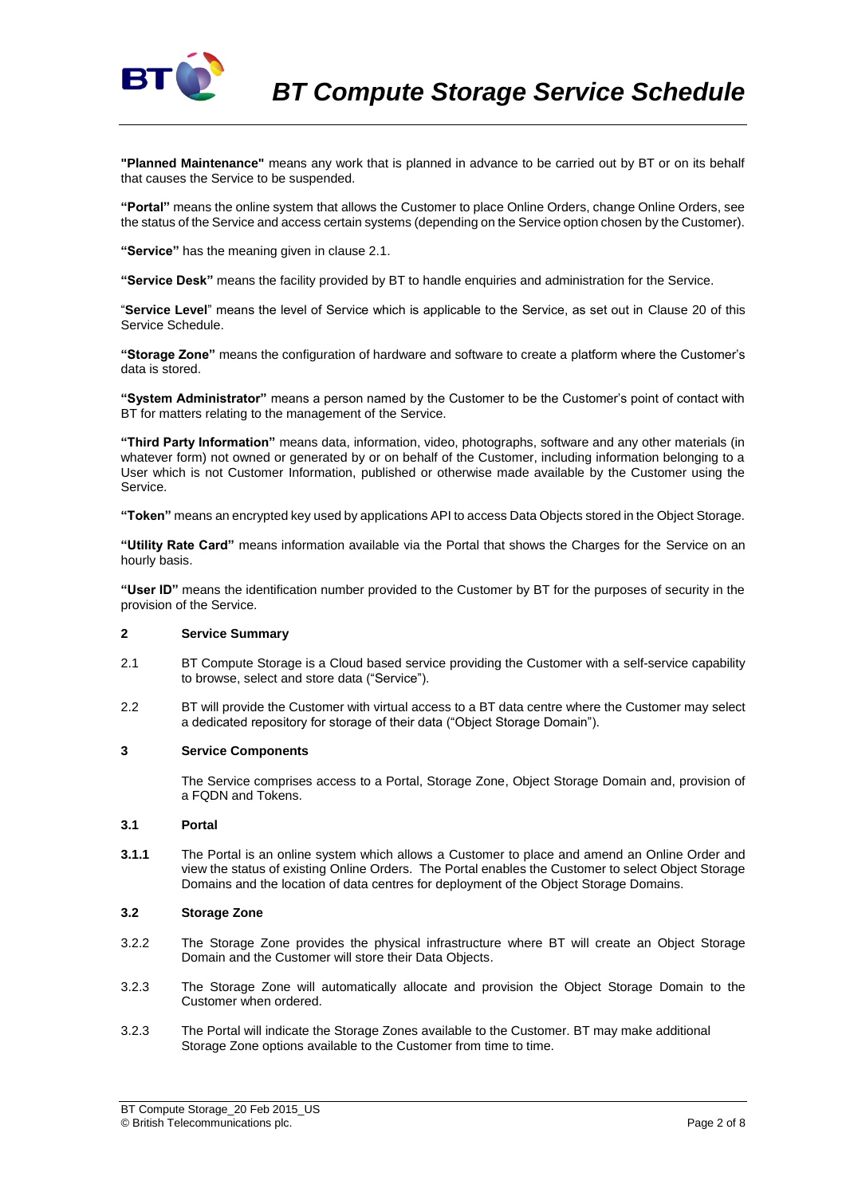**"Planned Maintenance"** means any work that is planned in advance to be carried out by BT or on its behalf that causes the Service to be suspended.

**"Portal"** means the online system that allows the Customer to place Online Orders, change Online Orders, see the status of the Service and access certain systems (depending on the Service option chosen by the Customer).

**"Service"** has the meaning given in clause 2.1.

**"Service Desk"** means the facility provided by BT to handle enquiries and administration for the Service.

"**Service Level**" means the level of Service which is applicable to the Service, as set out in Clause 20 of this Service Schedule.

**"Storage Zone"** means the configuration of hardware and software to create a platform where the Customer's data is stored.

**"System Administrator"** means a person named by the Customer to be the Customer's point of contact with BT for matters relating to the management of the Service.

**"Third Party Information"** means data, information, video, photographs, software and any other materials (in whatever form) not owned or generated by or on behalf of the Customer, including information belonging to a User which is not Customer Information, published or otherwise made available by the Customer using the Service.

**"Token"** means an encrypted key used by applications API to access Data Objects stored in the Object Storage.

**"Utility Rate Card"** means information available via the Portal that shows the Charges for the Service on an hourly basis.

**"User ID"** means the identification number provided to the Customer by BT for the purposes of security in the provision of the Service.

## 2 Service Summary

2.1 BT Compute Storage is a Cloud based service providing the Customer with a self-service capability to browse, select and store data ("Service").

2.2 BT will provide the Customer with virtual access to a BT data centre where the Customer may select a dedicated repository for storage of their data ("Object Storage Domain").

## 3 Service Components

The Service comprises access to a Portal, Storage Zone, Object Storage Domain and, provision of a FQDN and Tokens.

### 3.1 Portal

**3.1.1** The Portal is an online system which allows a Customer to place and amend an Online Order and view the status of existing Online Orders. The Portal enables the Customer to select Object Storage Domains and the location of data centres for deployment of the Object Storage Domains.

### 3.2 Storage Zone

3.2.2 The Storage Zone provides the physical infrastructure where BT will create an Object Storage Domain and the Customer will store their Data Objects.

3.2.3 The Storage Zone will automatically allocate and provision the Object Storage Domain to the Customer when ordered.

3.2.3 The Portal will indicate the Storage Zones available to the Customer. BT may make additional Storage Zone options available to the Customer from time to time.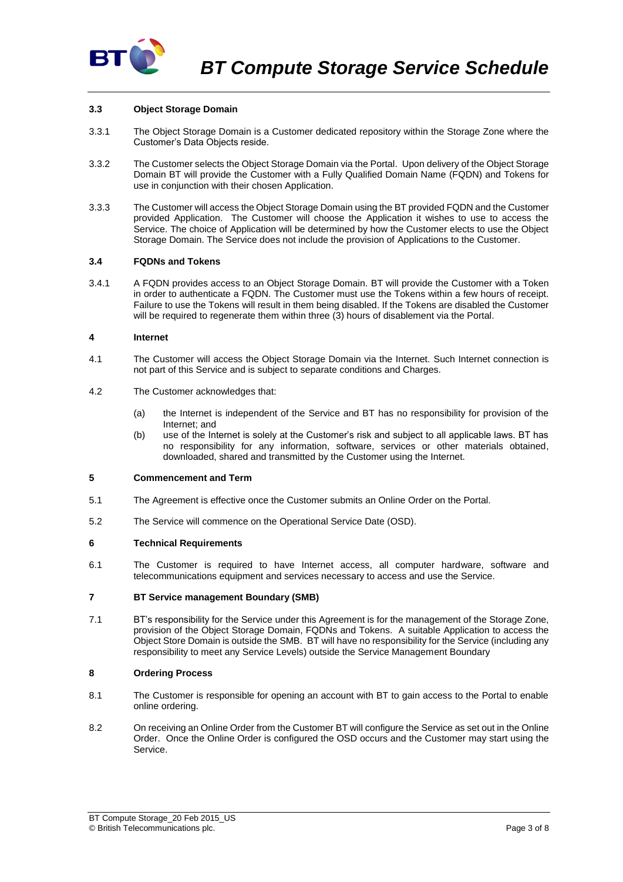### 3.3 Object Storage Domain

3.3.1 The Object Storage Domain is a Customer dedicated repository within the Storage Zone where the Customer's Data Objects reside.

3.3.2 The Customer selects the Object Storage Domain via the Portal. Upon delivery of the Object Storage Domain BT will provide the Customer with a Fully Qualified Domain Name (FQDN) and Tokens for use in conjunction with their chosen Application.

3.3.3 The Customer will access the Object Storage Domain using the BT provided FQDN and the Customer provided Application. The Customer will choose the Application it wishes to use to access the Service. The choice of Application will be determined by how the Customer elects to use the Object Storage Domain. The Service does not include the provision of Applications to the Customer.

### 3.4 FQDNs and Tokens

3.4.1 A FQDN provides access to an Object Storage Domain. BT will provide the Customer with a Token in order to authenticate a FQDN. The Customer must use the Tokens within a few hours of receipt. Failure to use the Tokens will result in them being disabled. If the Tokens are disabled the Customer will be required to regenerate them within three (3) hours of disablement via the Portal.

## 4 Internet

4.1 The Customer will access the Object Storage Domain via the Internet. Such Internet connection is not part of this Service and is subject to separate conditions and Charges.

4.2 The Customer acknowledges that:

(a) the Internet is independent of the Service and BT has no responsibility for provision of the Internet; and

(b) use of the Internet is solely at the Customer's risk and subject to all applicable laws. BT has no responsibility for any information, software, services or other materials obtained, downloaded, shared and transmitted by the Customer using the Internet.

## 5 Commencement and Term

5.1 The Agreement is effective once the Customer submits an Online Order on the Portal.

5.2 The Service will commence on the Operational Service Date (OSD).

## 6 Technical Requirements

6.1 The Customer is required to have Internet access, all computer hardware, software and telecommunications equipment and services necessary to access and use the Service.

## 7 BT Service management Boundary (SMB)

7.1 BT's responsibility for the Service under this Agreement is for the management of the Storage Zone, provision of the Object Storage Domain, FQDNs and Tokens. A suitable Application to access the Object Store Domain is outside the SMB. BT will have no responsibility for the Service (including any responsibility to meet any Service Levels) outside the Service Management Boundary

## 8 Ordering Process

8.1 The Customer is responsible for opening an account with BT to gain access to the Portal to enable online ordering.

8.2 On receiving an Online Order from the Customer BT will configure the Service as set out in the Online Order. Once the Online Order is configured the OSD occurs and the Customer may start using the Service.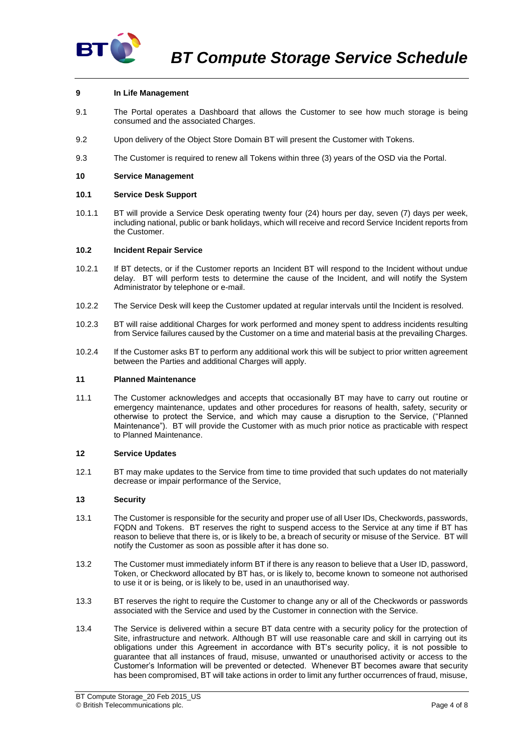## 9 In Life Management

9.1 The Portal operates a Dashboard that allows the Customer to see how much storage is being consumed and the associated Charges.

9.2 Upon delivery of the Object Store Domain BT will present the Customer with Tokens.

9.3 The Customer is required to renew all Tokens within three (3) years of the OSD via the Portal.

## 10 Service Management

### 10.1 Service Desk Support

10.1.1 BT will provide a Service Desk operating twenty four (24) hours per day, seven (7) days per week, including national, public or bank holidays, which will receive and record Service Incident reports from the Customer.

### 10.2 Incident Repair Service

10.2.1 If BT detects, or if the Customer reports an Incident BT will respond to the Incident without undue delay. BT will perform tests to determine the cause of the Incident, and will notify the System Administrator by telephone or e-mail.

10.2.2 The Service Desk will keep the Customer updated at regular intervals until the Incident is resolved.

10.2.3 BT will raise additional Charges for work performed and money spent to address incidents resulting from Service failures caused by the Customer on a time and material basis at the prevailing Charges.

10.2.4 If the Customer asks BT to perform any additional work this will be subject to prior written agreement between the Parties and additional Charges will apply.

## 11 Planned Maintenance

11.1 The Customer acknowledges and accepts that occasionally BT may have to carry out routine or emergency maintenance, updates and other procedures for reasons of health, safety, security or otherwise to protect the Service, and which may cause a disruption to the Service, ("Planned Maintenance"). BT will provide the Customer with as much prior notice as practicable with respect to Planned Maintenance.

## 12 Service Updates

12.1 BT may make updates to the Service from time to time provided that such updates do not materially decrease or impair performance of the Service,

## 13 Security

13.1 The Customer is responsible for the security and proper use of all User IDs, Checkwords, passwords, FQDN and Tokens. BT reserves the right to suspend access to the Service at any time if BT has reason to believe that there is, or is likely to be, a breach of security or misuse of the Service. BT will notify the Customer as soon as possible after it has done so.

13.2 The Customer must immediately inform BT if there is any reason to believe that a User ID, password, Token, or Checkword allocated by BT has, or is likely to, become known to someone not authorised to use it or is being, or is likely to be, used in an unauthorised way.

13.3 BT reserves the right to require the Customer to change any or all of the Checkwords or passwords associated with the Service and used by the Customer in connection with the Service.

13.4 The Service is delivered within a secure BT data centre with a security policy for the protection of Site, infrastructure and network. Although BT will use reasonable care and skill in carrying out its obligations under this Agreement in accordance with BT's security policy, it is not possible to guarantee that all instances of fraud, misuse, unwanted or unauthorised activity or access to the Customer's Information will be prevented or detected. Whenever BT becomes aware that security has been compromised, BT will take actions in order to limit any further occurrences of fraud, misuse,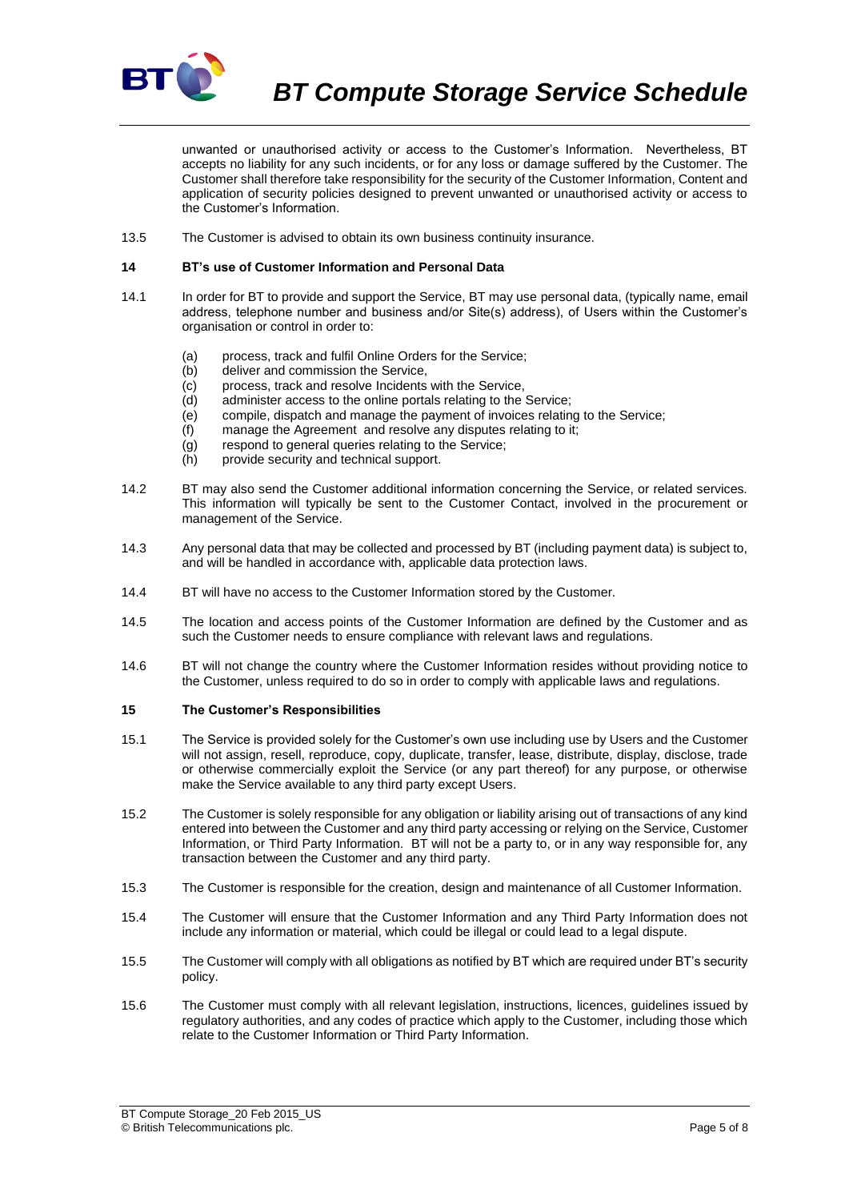unwanted or unauthorised activity or access to the Customer's Information. Nevertheless, BT accepts no liability for any such incidents, or for any loss or damage suffered by the Customer. The Customer shall therefore take responsibility for the security of the Customer Information, Content and application of security policies designed to prevent unwanted or unauthorised activity or access to the Customer's Information.

13.5 The Customer is advised to obtain its own business continuity insurance.

## 14 BT's use of Customer Information and Personal Data

14.1 In order for BT to provide and support the Service, BT may use personal data, (typically name, email address, telephone number and business and/or Site(s) address), of Users within the Customer's organisation or control in order to:

- (a) process, track and fulfil Online Orders for the Service;
- (b) deliver and commission the Service,
- (c) process, track and resolve Incidents with the Service,
- (d) administer access to the online portals relating to the Service;
- (e) compile, dispatch and manage the payment of invoices relating to the Service;
- (f) manage the Agreement and resolve any disputes relating to it;
- (g) respond to general queries relating to the Service;
- (h) provide security and technical support.

14.2 BT may also send the Customer additional information concerning the Service, or related services. This information will typically be sent to the Customer Contact, involved in the procurement or management of the Service.

14.3 Any personal data that may be collected and processed by BT (including payment data) is subject to, and will be handled in accordance with, applicable data protection laws.

14.4 BT will have no access to the Customer Information stored by the Customer.

14.5 The location and access points of the Customer Information are defined by the Customer and as such the Customer needs to ensure compliance with relevant laws and regulations.

14.6 BT will not change the country where the Customer Information resides without providing notice to the Customer, unless required to do so in order to comply with applicable laws and regulations.

## 15 The Customer's Responsibilities

15.1 The Service is provided solely for the Customer's own use including use by Users and the Customer will not assign, resell, reproduce, copy, duplicate, transfer, lease, distribute, display, disclose, trade or otherwise commercially exploit the Service (or any part thereof) for any purpose, or otherwise make the Service available to any third party except Users.

15.2 The Customer is solely responsible for any obligation or liability arising out of transactions of any kind entered into between the Customer and any third party accessing or relying on the Service, Customer Information, or Third Party Information. BT will not be a party to, or in any way responsible for, any transaction between the Customer and any third party.

15.3 The Customer is responsible for the creation, design and maintenance of all Customer Information.

15.4 The Customer will ensure that the Customer Information and any Third Party Information does not include any information or material, which could be illegal or could lead to a legal dispute.

15.5 The Customer will comply with all obligations as notified by BT which are required under BT's security policy.

15.6 The Customer must comply with all relevant legislation, instructions, licences, guidelines issued by regulatory authorities, and any codes of practice which apply to the Customer, including those which relate to the Customer Information or Third Party Information.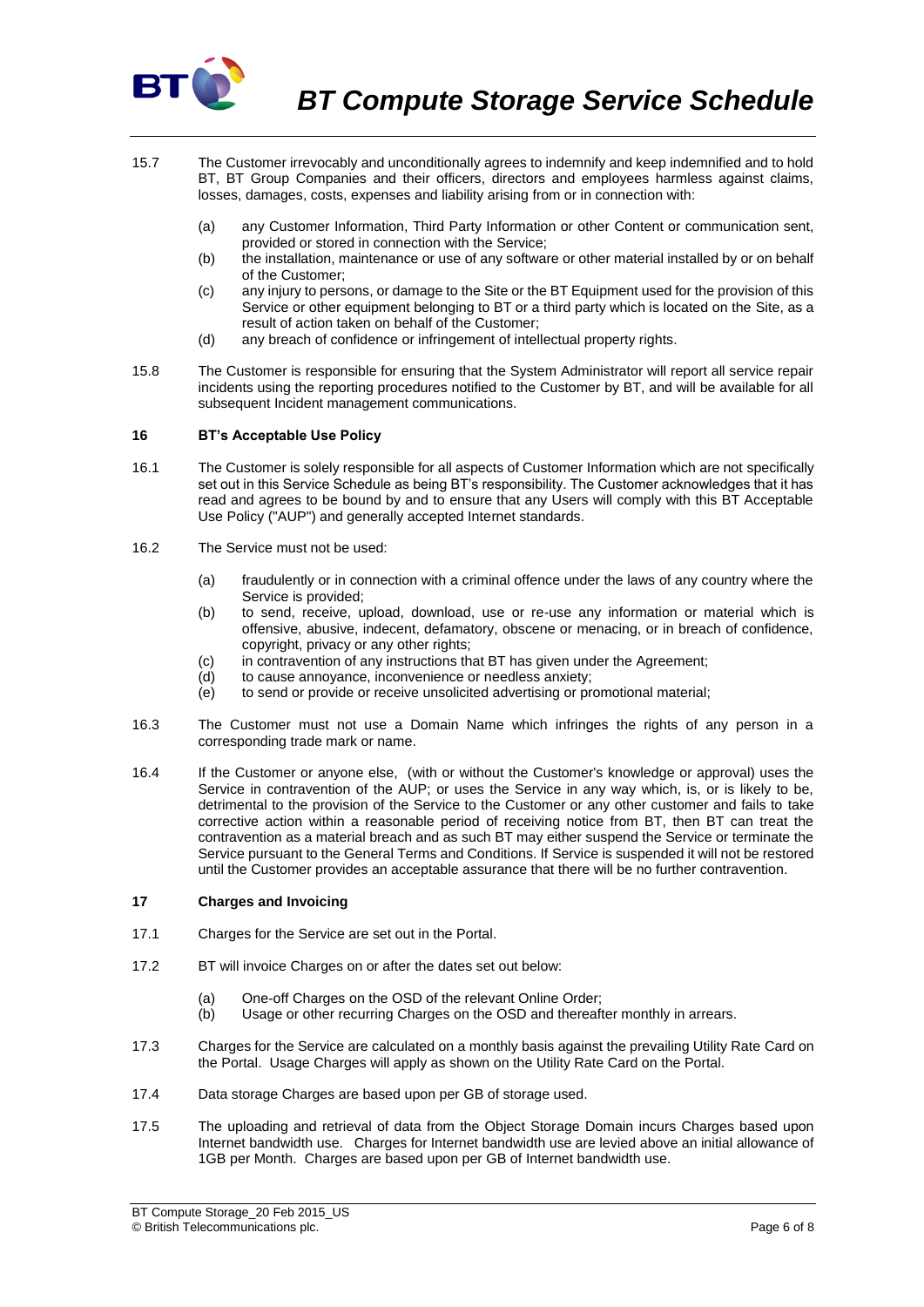15.7 The Customer irrevocably and unconditionally agrees to indemnify and keep indemnified and to hold BT, BT Group Companies and their officers, directors and employees harmless against claims, losses, damages, costs, expenses and liability arising from or in connection with:

(a) any Customer Information, Third Party Information or other Content or communication sent, provided or stored in connection with the Service;
(b) the installation, maintenance or use of any software or other material installed by or on behalf of the Customer;
(c) any injury to persons, or damage to the Site or the BT Equipment used for the provision of this Service or other equipment belonging to BT or a third party which is located on the Site, as a result of action taken on behalf of the Customer;
(d) any breach of confidence or infringement of intellectual property rights.

15.8 The Customer is responsible for ensuring that the System Administrator will report all service repair incidents using the reporting procedures notified to the Customer by BT, and will be available for all subsequent Incident management communications.

## 16 BT's Acceptable Use Policy

16.1 The Customer is solely responsible for all aspects of Customer Information which are not specifically set out in this Service Schedule as being BT's responsibility. The Customer acknowledges that it has read and agrees to be bound by and to ensure that any Users will comply with this BT Acceptable Use Policy ("AUP") and generally accepted Internet standards.

16.2 The Service must not be used:

(a) fraudulently or in connection with a criminal offence under the laws of any country where the Service is provided;
(b) to send, receive, upload, download, use or re-use any information or material which is offensive, abusive, indecent, defamatory, obscene or menacing, or in breach of confidence, copyright, privacy or any other rights;
(c) in contravention of any instructions that BT has given under the Agreement;
(d) to cause annoyance, inconvenience or needless anxiety;
(e) to send or provide or receive unsolicited advertising or promotional material;

16.3 The Customer must not use a Domain Name which infringes the rights of any person in a corresponding trade mark or name.

16.4 If the Customer or anyone else, (with or without the Customer's knowledge or approval) uses the Service in contravention of the AUP; or uses the Service in any way which, is, or is likely to be, detrimental to the provision of the Service to the Customer or any other customer and fails to take corrective action within a reasonable period of receiving notice from BT, then BT can treat the contravention as a material breach and as such BT may either suspend the Service or terminate the Service pursuant to the General Terms and Conditions. If Service is suspended it will not be restored until the Customer provides an acceptable assurance that there will be no further contravention.

## 17 Charges and Invoicing

17.1 Charges for the Service are set out in the Portal.

17.2 BT will invoice Charges on or after the dates set out below:

(a) One-off Charges on the OSD of the relevant Online Order;
(b) Usage or other recurring Charges on the OSD and thereafter monthly in arrears.

17.3 Charges for the Service are calculated on a monthly basis against the prevailing Utility Rate Card on the Portal. Usage Charges will apply as shown on the Utility Rate Card on the Portal.

17.4 Data storage Charges are based upon per GB of storage used.

17.5 The uploading and retrieval of data from the Object Storage Domain incurs Charges based upon Internet bandwidth use. Charges for Internet bandwidth use are levied above an initial allowance of 1GB per Month. Charges are based upon per GB of Internet bandwidth use.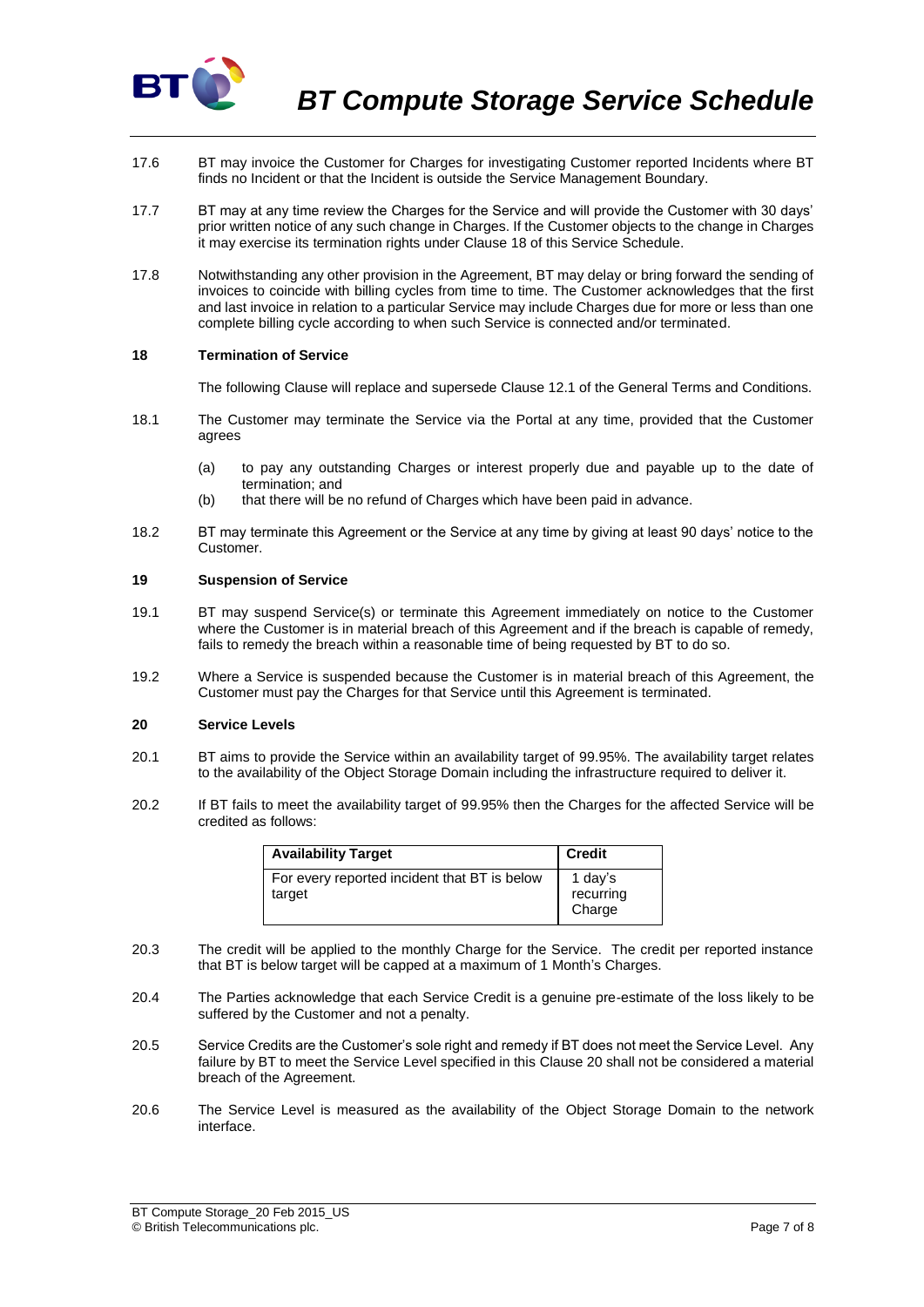17.6 BT may invoice the Customer for Charges for investigating Customer reported Incidents where BT finds no Incident or that the Incident is outside the Service Management Boundary.

17.7 BT may at any time review the Charges for the Service and will provide the Customer with 30 days' prior written notice of any such change in Charges. If the Customer objects to the change in Charges it may exercise its termination rights under Clause 18 of this Service Schedule.

17.8 Notwithstanding any other provision in the Agreement, BT may delay or bring forward the sending of invoices to coincide with billing cycles from time to time. The Customer acknowledges that the first and last invoice in relation to a particular Service may include Charges due for more or less than one complete billing cycle according to when such Service is connected and/or terminated.

## 18 Termination of Service

The following Clause will replace and supersede Clause 12.1 of the General Terms and Conditions.

18.1 The Customer may terminate the Service via the Portal at any time, provided that the Customer agrees

- (a) to pay any outstanding Charges or interest properly due and payable up to the date of termination; and
- (b) that there will be no refund of Charges which have been paid in advance.

18.2 BT may terminate this Agreement or the Service at any time by giving at least 90 days' notice to the Customer.

## 19 Suspension of Service

19.1 BT may suspend Service(s) or terminate this Agreement immediately on notice to the Customer where the Customer is in material breach of this Agreement and if the breach is capable of remedy, fails to remedy the breach within a reasonable time of being requested by BT to do so.

19.2 Where a Service is suspended because the Customer is in material breach of this Agreement, the Customer must pay the Charges for that Service until this Agreement is terminated.

## 20 Service Levels

20.1 BT aims to provide the Service within an availability target of 99.95%. The availability target relates to the availability of the Object Storage Domain including the infrastructure required to deliver it.

20.2 If BT fails to meet the availability target of 99.95% then the Charges for the affected Service will be credited as follows:

| Availability Target | Credit |
|---|---|
| For every reported incident that BT is below target | 1 day's recurring Charge |

20.3 The credit will be applied to the monthly Charge for the Service. The credit per reported instance that BT is below target will be capped at a maximum of 1 Month's Charges.

20.4 The Parties acknowledge that each Service Credit is a genuine pre-estimate of the loss likely to be suffered by the Customer and not a penalty.

20.5 Service Credits are the Customer's sole right and remedy if BT does not meet the Service Level. Any failure by BT to meet the Service Level specified in this Clause 20 shall not be considered a material breach of the Agreement.

20.6 The Service Level is measured as the availability of the Object Storage Domain to the network interface.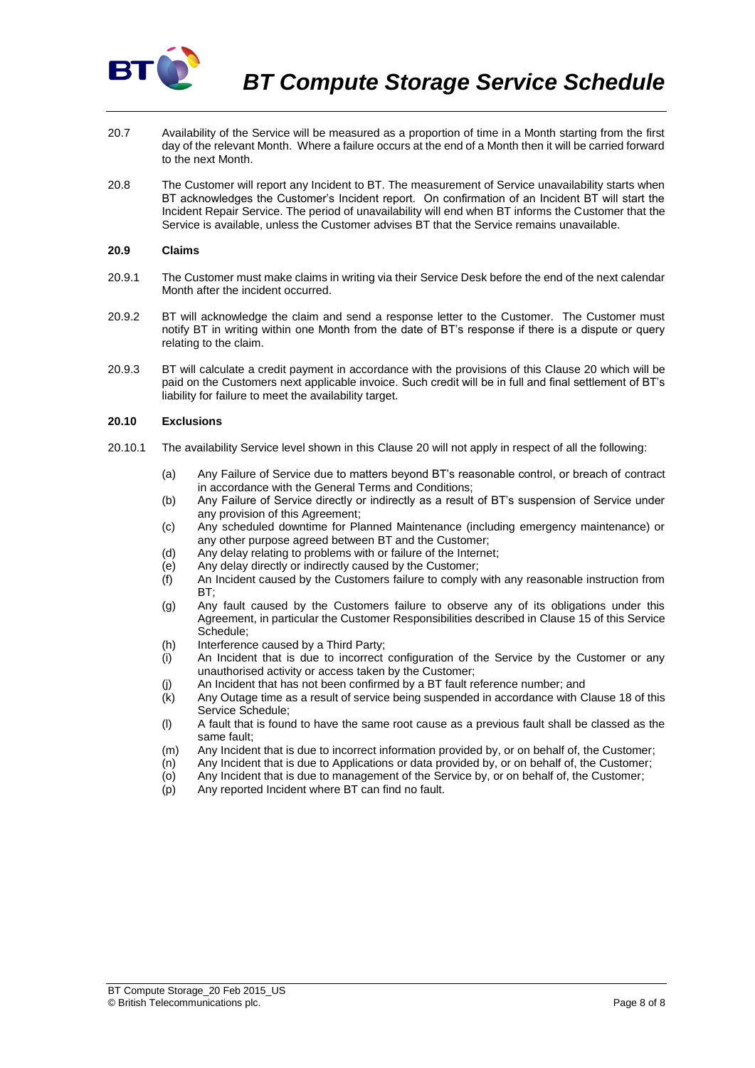20.7 Availability of the Service will be measured as a proportion of time in a Month starting from the first day of the relevant Month. Where a failure occurs at the end of a Month then it will be carried forward to the next Month.

20.8 The Customer will report any Incident to BT. The measurement of Service unavailability starts when BT acknowledges the Customer's Incident report. On confirmation of an Incident BT will start the Incident Repair Service. The period of unavailability will end when BT informs the Customer that the Service is available, unless the Customer advises BT that the Service remains unavailable.

**20.9 Claims**

20.9.1 The Customer must make claims in writing via their Service Desk before the end of the next calendar Month after the incident occurred.

20.9.2 BT will acknowledge the claim and send a response letter to the Customer. The Customer must notify BT in writing within one Month from the date of BT's response if there is a dispute or query relating to the claim.

20.9.3 BT will calculate a credit payment in accordance with the provisions of this Clause 20 which will be paid on the Customers next applicable invoice. Such credit will be in full and final settlement of BT's liability for failure to meet the availability target.

**20.10 Exclusions**

20.10.1 The availability Service level shown in this Clause 20 will not apply in respect of all the following:

(a) Any Failure of Service due to matters beyond BT's reasonable control, or breach of contract in accordance with the General Terms and Conditions;
(b) Any Failure of Service directly or indirectly as a result of BT's suspension of Service under any provision of this Agreement;
(c) Any scheduled downtime for Planned Maintenance (including emergency maintenance) or any other purpose agreed between BT and the Customer;
(d) Any delay relating to problems with or failure of the Internet;
(e) Any delay directly or indirectly caused by the Customer;
(f) An Incident caused by the Customers failure to comply with any reasonable instruction from BT;
(g) Any fault caused by the Customers failure to observe any of its obligations under this Agreement, in particular the Customer Responsibilities described in Clause 15 of this Service Schedule;
(h) Interference caused by a Third Party;
(i) An Incident that is due to incorrect configuration of the Service by the Customer or any unauthorised activity or access taken by the Customer;
(j) An Incident that has not been confirmed by a BT fault reference number; and
(k) Any Outage time as a result of service being suspended in accordance with Clause 18 of this Service Schedule;
(l) A fault that is found to have the same root cause as a previous fault shall be classed as the same fault;
(m) Any Incident that is due to incorrect information provided by, or on behalf of, the Customer;
(n) Any Incident that is due to Applications or data provided by, or on behalf of, the Customer;
(o) Any Incident that is due to management of the Service by, or on behalf of, the Customer;
(p) Any reported Incident where BT can find no fault.